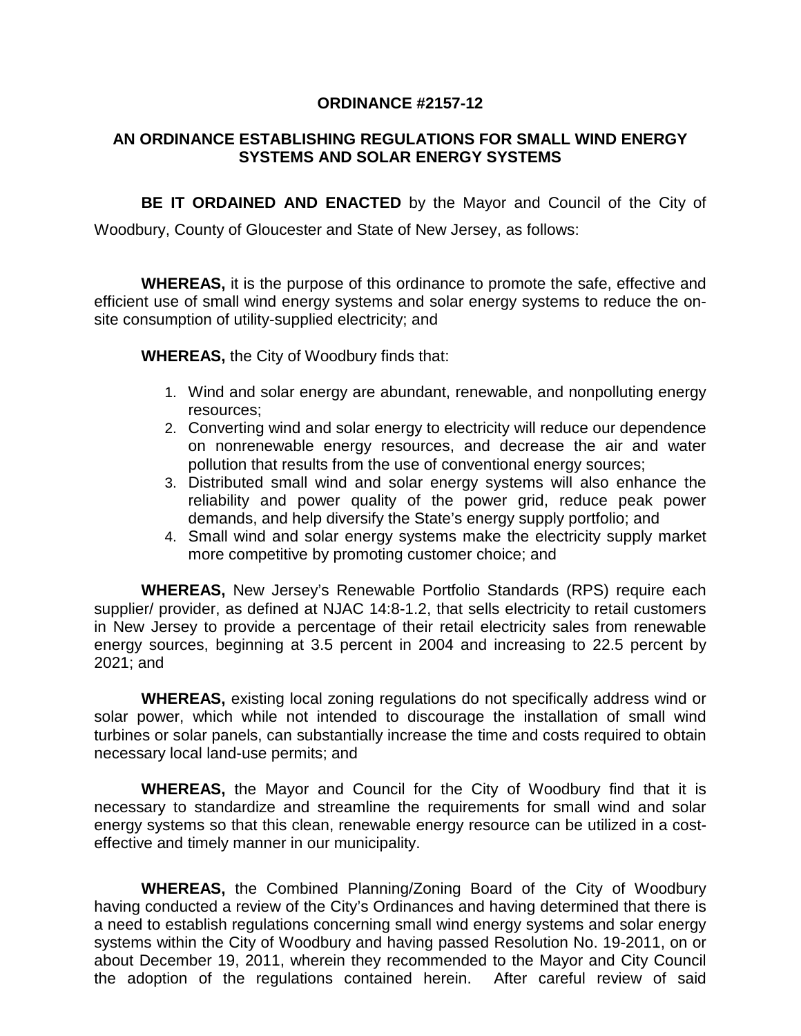**ORDINANCE #2157-12**

**AN ORDINANCE ESTABLISHING REGULATIONS FOR SMALL WIND ENERGY SYSTEMS AND SOLAR ENERGY SYSTEMS**

**BE IT ORDAINED AND ENACTED** by the Mayor and Council of the City of Woodbury, County of Gloucester and State of New Jersey, as follows:

**WHEREAS,** it is the purpose of this ordinance to promote the safe, effective and efficient use of small wind energy systems and solar energy systems to reduce the on-site consumption of utility-supplied electricity; and

**WHEREAS,** the City of Woodbury finds that:

1. Wind and solar energy are abundant, renewable, and nonpolluting energy resources;
2. Converting wind and solar energy to electricity will reduce our dependence on nonrenewable energy resources, and decrease the air and water pollution that results from the use of conventional energy sources;
3. Distributed small wind and solar energy systems will also enhance the reliability and power quality of the power grid, reduce peak power demands, and help diversify the State's energy supply portfolio; and
4. Small wind and solar energy systems make the electricity supply market more competitive by promoting customer choice; and

**WHEREAS,** New Jersey's Renewable Portfolio Standards (RPS) require each supplier/ provider, as defined at NJAC 14:8-1.2, that sells electricity to retail customers in New Jersey to provide a percentage of their retail electricity sales from renewable energy sources, beginning at 3.5 percent in 2004 and increasing to 22.5 percent by 2021; and

**WHEREAS,** existing local zoning regulations do not specifically address wind or solar power, which while not intended to discourage the installation of small wind turbines or solar panels, can substantially increase the time and costs required to obtain necessary local land-use permits; and

**WHEREAS,** the Mayor and Council for the City of Woodbury find that it is necessary to standardize and streamline the requirements for small wind and solar energy systems so that this clean, renewable energy resource can be utilized in a cost-effective and timely manner in our municipality.

**WHEREAS,** the Combined Planning/Zoning Board of the City of Woodbury having conducted a review of the City's Ordinances and having determined that there is a need to establish regulations concerning small wind energy systems and solar energy systems within the City of Woodbury and having passed Resolution No. 19-2011, on or about December 19, 2011, wherein they recommended to the Mayor and City Council the adoption of the regulations contained herein. After careful review of said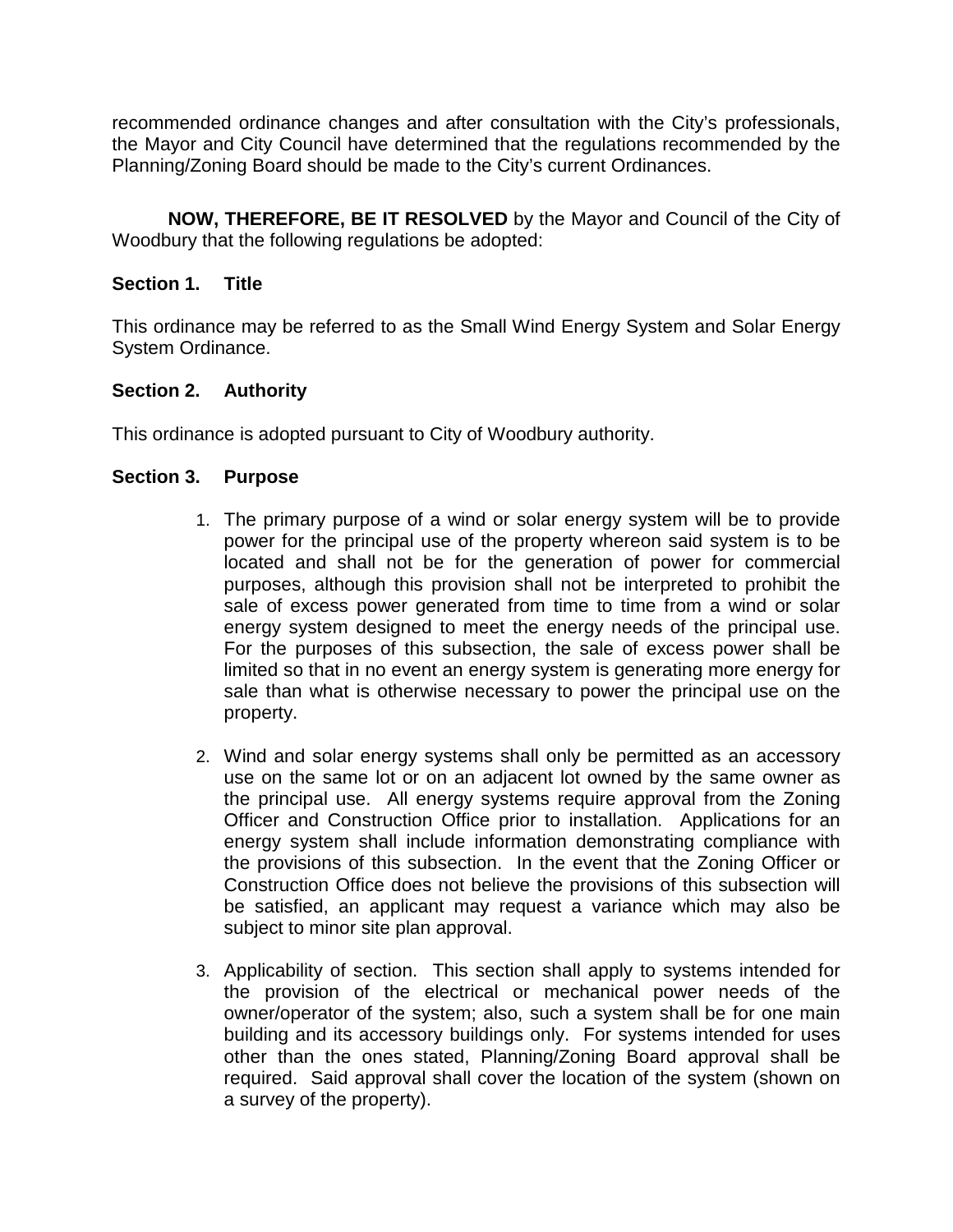recommended ordinance changes and after consultation with the City's professionals, the Mayor and City Council have determined that the regulations recommended by the Planning/Zoning Board should be made to the City's current Ordinances.

**NOW, THEREFORE, BE IT RESOLVED** by the Mayor and Council of the City of Woodbury that the following regulations be adopted:

**Section 1. Title**

This ordinance may be referred to as the Small Wind Energy System and Solar Energy System Ordinance.

**Section 2. Authority**

This ordinance is adopted pursuant to City of Woodbury authority.

**Section 3. Purpose**

1. The primary purpose of a wind or solar energy system will be to provide power for the principal use of the property whereon said system is to be located and shall not be for the generation of power for commercial purposes, although this provision shall not be interpreted to prohibit the sale of excess power generated from time to time from a wind or solar energy system designed to meet the energy needs of the principal use. For the purposes of this subsection, the sale of excess power shall be limited so that in no event an energy system is generating more energy for sale than what is otherwise necessary to power the principal use on the property.

2. Wind and solar energy systems shall only be permitted as an accessory use on the same lot or on an adjacent lot owned by the same owner as the principal use. All energy systems require approval from the Zoning Officer and Construction Office prior to installation. Applications for an energy system shall include information demonstrating compliance with the provisions of this subsection. In the event that the Zoning Officer or Construction Office does not believe the provisions of this subsection will be satisfied, an applicant may request a variance which may also be subject to minor site plan approval.

3. Applicability of section. This section shall apply to systems intended for the provision of the electrical or mechanical power needs of the owner/operator of the system; also, such a system shall be for one main building and its accessory buildings only. For systems intended for uses other than the ones stated, Planning/Zoning Board approval shall be required. Said approval shall cover the location of the system (shown on a survey of the property).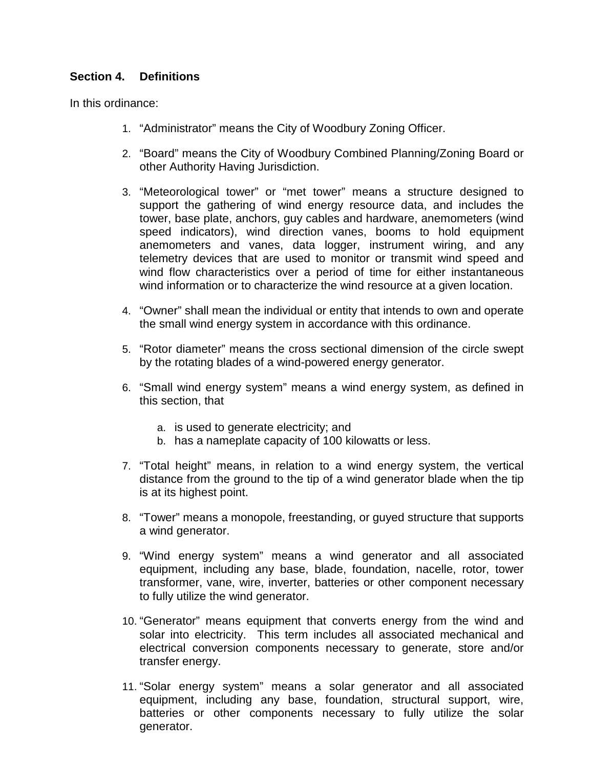**Section 4. Definitions**

In this ordinance:

1. “Administrator” means the City of Woodbury Zoning Officer.

2. “Board” means the City of Woodbury Combined Planning/Zoning Board or other Authority Having Jurisdiction.

3. “Meteorological tower” or “met tower” means a structure designed to support the gathering of wind energy resource data, and includes the tower, base plate, anchors, guy cables and hardware, anemometers (wind speed indicators), wind direction vanes, booms to hold equipment anemometers and vanes, data logger, instrument wiring, and any telemetry devices that are used to monitor or transmit wind speed and wind flow characteristics over a period of time for either instantaneous wind information or to characterize the wind resource at a given location.

4. “Owner” shall mean the individual or entity that intends to own and operate the small wind energy system in accordance with this ordinance.

5. “Rotor diameter” means the cross sectional dimension of the circle swept by the rotating blades of a wind-powered energy generator.

6. “Small wind energy system” means a wind energy system, as defined in this section, that

   a. is used to generate electricity; and
   b. has a nameplate capacity of 100 kilowatts or less.

7. “Total height” means, in relation to a wind energy system, the vertical distance from the ground to the tip of a wind generator blade when the tip is at its highest point.

8. “Tower” means a monopole, freestanding, or guyed structure that supports a wind generator.

9. “Wind energy system” means a wind generator and all associated equipment, including any base, blade, foundation, nacelle, rotor, tower transformer, vane, wire, inverter, batteries or other component necessary to fully utilize the wind generator.

10. “Generator” means equipment that converts energy from the wind and solar into electricity. This term includes all associated mechanical and electrical conversion components necessary to generate, store and/or transfer energy.

11. “Solar energy system” means a solar generator and all associated equipment, including any base, foundation, structural support, wire, batteries or other components necessary to fully utilize the solar generator.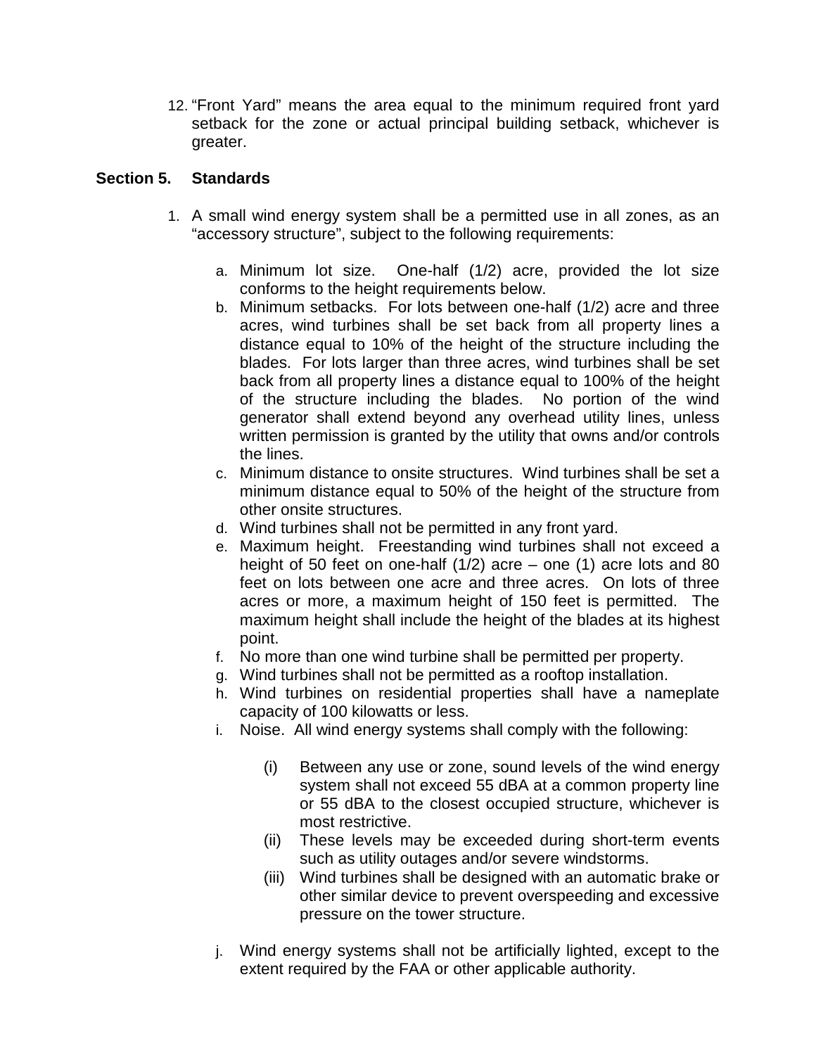12. "Front Yard" means the area equal to the minimum required front yard setback for the zone or actual principal building setback, whichever is greater.

## Section 5. Standards

1. A small wind energy system shall be a permitted use in all zones, as an "accessory structure", subject to the following requirements:

   a. Minimum lot size. One-half (1/2) acre, provided the lot size conforms to the height requirements below.
   b. Minimum setbacks. For lots between one-half (1/2) acre and three acres, wind turbines shall be set back from all property lines a distance equal to 10% of the height of the structure including the blades. For lots larger than three acres, wind turbines shall be set back from all property lines a distance equal to 100% of the height of the structure including the blades. No portion of the wind generator shall extend beyond any overhead utility lines, unless written permission is granted by the utility that owns and/or controls the lines.
   c. Minimum distance to onsite structures. Wind turbines shall be set a minimum distance equal to 50% of the height of the structure from other onsite structures.
   d. Wind turbines shall not be permitted in any front yard.
   e. Maximum height. Freestanding wind turbines shall not exceed a height of 50 feet on one-half (1/2) acre – one (1) acre lots and 80 feet on lots between one acre and three acres. On lots of three acres or more, a maximum height of 150 feet is permitted. The maximum height shall include the height of the blades at its highest point.
   f. No more than one wind turbine shall be permitted per property.
   g. Wind turbines shall not be permitted as a rooftop installation.
   h. Wind turbines on residential properties shall have a nameplate capacity of 100 kilowatts or less.
   i. Noise. All wind energy systems shall comply with the following:

      (i) Between any use or zone, sound levels of the wind energy system shall not exceed 55 dBA at a common property line or 55 dBA to the closest occupied structure, whichever is most restrictive.
      (ii) These levels may be exceeded during short-term events such as utility outages and/or severe windstorms.
      (iii) Wind turbines shall be designed with an automatic brake or other similar device to prevent overspeeding and excessive pressure on the tower structure.

   j. Wind energy systems shall not be artificially lighted, except to the extent required by the FAA or other applicable authority.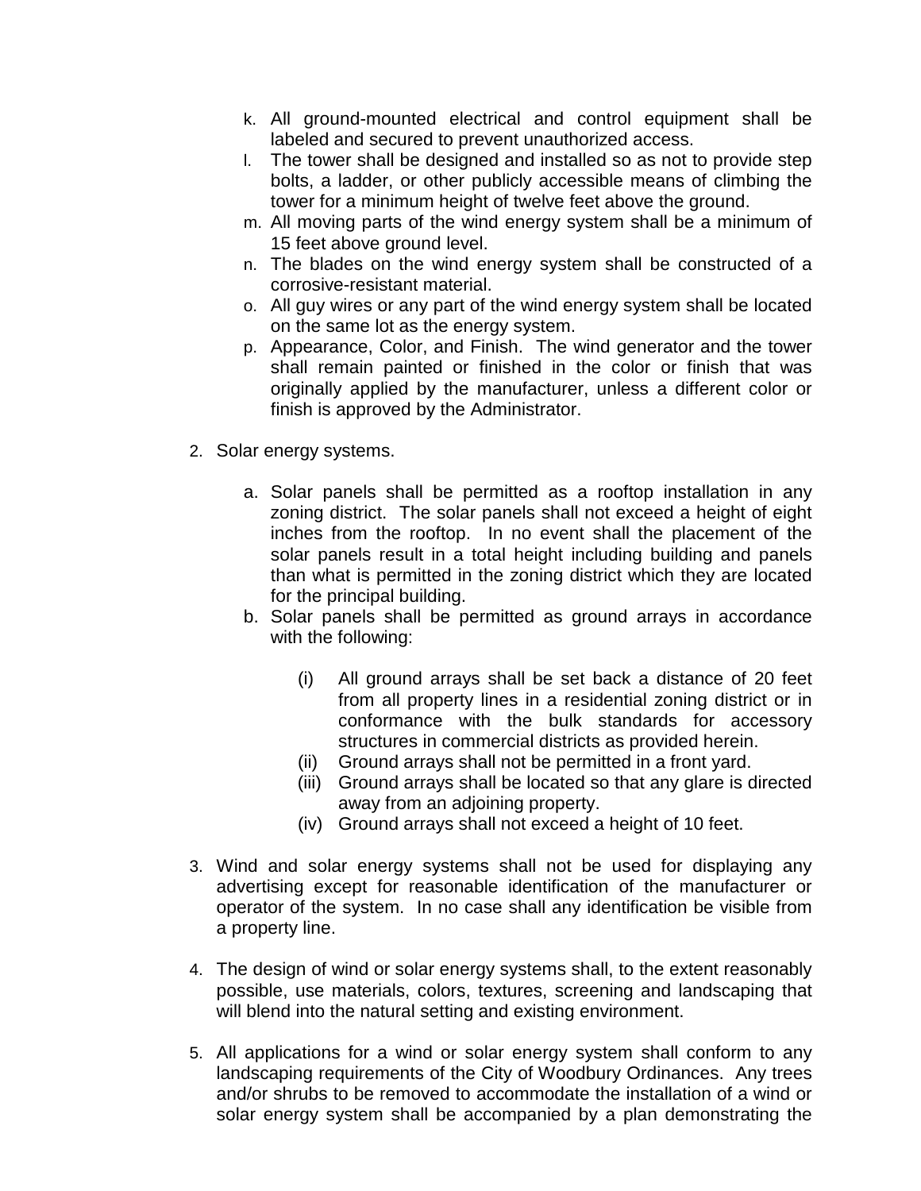k. All ground-mounted electrical and control equipment shall be labeled and secured to prevent unauthorized access.
l. The tower shall be designed and installed so as not to provide step bolts, a ladder, or other publicly accessible means of climbing the tower for a minimum height of twelve feet above the ground.
m. All moving parts of the wind energy system shall be a minimum of 15 feet above ground level.
n. The blades on the wind energy system shall be constructed of a corrosive-resistant material.
o. All guy wires or any part of the wind energy system shall be located on the same lot as the energy system.
p. Appearance, Color, and Finish. The wind generator and the tower shall remain painted or finished in the color or finish that was originally applied by the manufacturer, unless a different color or finish is approved by the Administrator.

2. Solar energy systems.

   a. Solar panels shall be permitted as a rooftop installation in any zoning district. The solar panels shall not exceed a height of eight inches from the rooftop. In no event shall the placement of the solar panels result in a total height including building and panels than what is permitted in the zoning district which they are located for the principal building.
   b. Solar panels shall be permitted as ground arrays in accordance with the following:

      (i) All ground arrays shall be set back a distance of 20 feet from all property lines in a residential zoning district or in conformance with the bulk standards for accessory structures in commercial districts as provided herein.
      (ii) Ground arrays shall not be permitted in a front yard.
      (iii) Ground arrays shall be located so that any glare is directed away from an adjoining property.
      (iv) Ground arrays shall not exceed a height of 10 feet.

3. Wind and solar energy systems shall not be used for displaying any advertising except for reasonable identification of the manufacturer or operator of the system. In no case shall any identification be visible from a property line.

4. The design of wind or solar energy systems shall, to the extent reasonably possible, use materials, colors, textures, screening and landscaping that will blend into the natural setting and existing environment.

5. All applications for a wind or solar energy system shall conform to any landscaping requirements of the City of Woodbury Ordinances. Any trees and/or shrubs to be removed to accommodate the installation of a wind or solar energy system shall be accompanied by a plan demonstrating the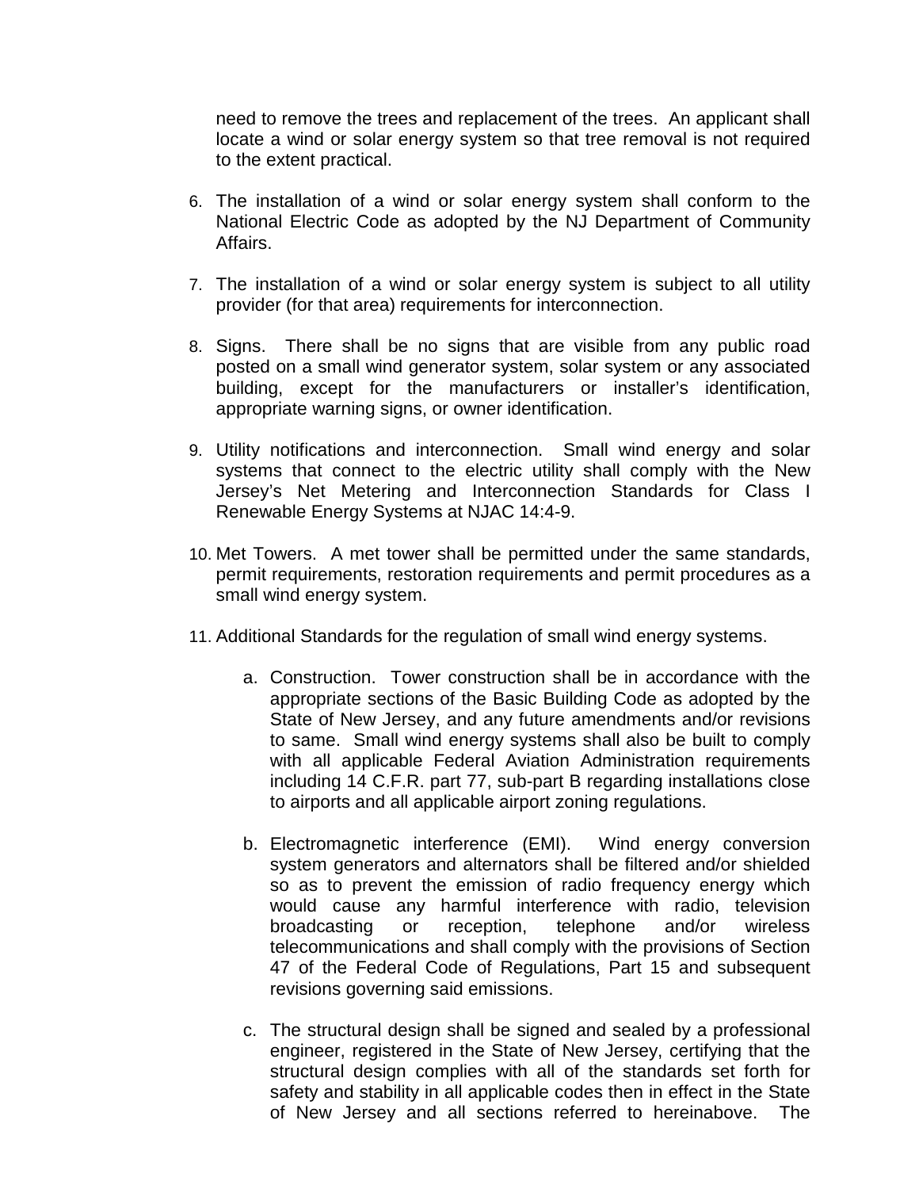need to remove the trees and replacement of the trees. An applicant shall locate a wind or solar energy system so that tree removal is not required to the extent practical.

6. The installation of a wind or solar energy system shall conform to the National Electric Code as adopted by the NJ Department of Community Affairs.

7. The installation of a wind or solar energy system is subject to all utility provider (for that area) requirements for interconnection.

8. Signs. There shall be no signs that are visible from any public road posted on a small wind generator system, solar system or any associated building, except for the manufacturers or installer's identification, appropriate warning signs, or owner identification.

9. Utility notifications and interconnection. Small wind energy and solar systems that connect to the electric utility shall comply with the New Jersey's Net Metering and Interconnection Standards for Class I Renewable Energy Systems at NJAC 14:4-9.

10. Met Towers. A met tower shall be permitted under the same standards, permit requirements, restoration requirements and permit procedures as a small wind energy system.

11. Additional Standards for the regulation of small wind energy systems.

    a. Construction. Tower construction shall be in accordance with the appropriate sections of the Basic Building Code as adopted by the State of New Jersey, and any future amendments and/or revisions to same. Small wind energy systems shall also be built to comply with all applicable Federal Aviation Administration requirements including 14 C.F.R. part 77, sub-part B regarding installations close to airports and all applicable airport zoning regulations.

    b. Electromagnetic interference (EMI). Wind energy conversion system generators and alternators shall be filtered and/or shielded so as to prevent the emission of radio frequency energy which would cause any harmful interference with radio, television broadcasting or reception, telephone and/or wireless telecommunications and shall comply with the provisions of Section 47 of the Federal Code of Regulations, Part 15 and subsequent revisions governing said emissions.

    c. The structural design shall be signed and sealed by a professional engineer, registered in the State of New Jersey, certifying that the structural design complies with all of the standards set forth for safety and stability in all applicable codes then in effect in the State of New Jersey and all sections referred to hereinabove. The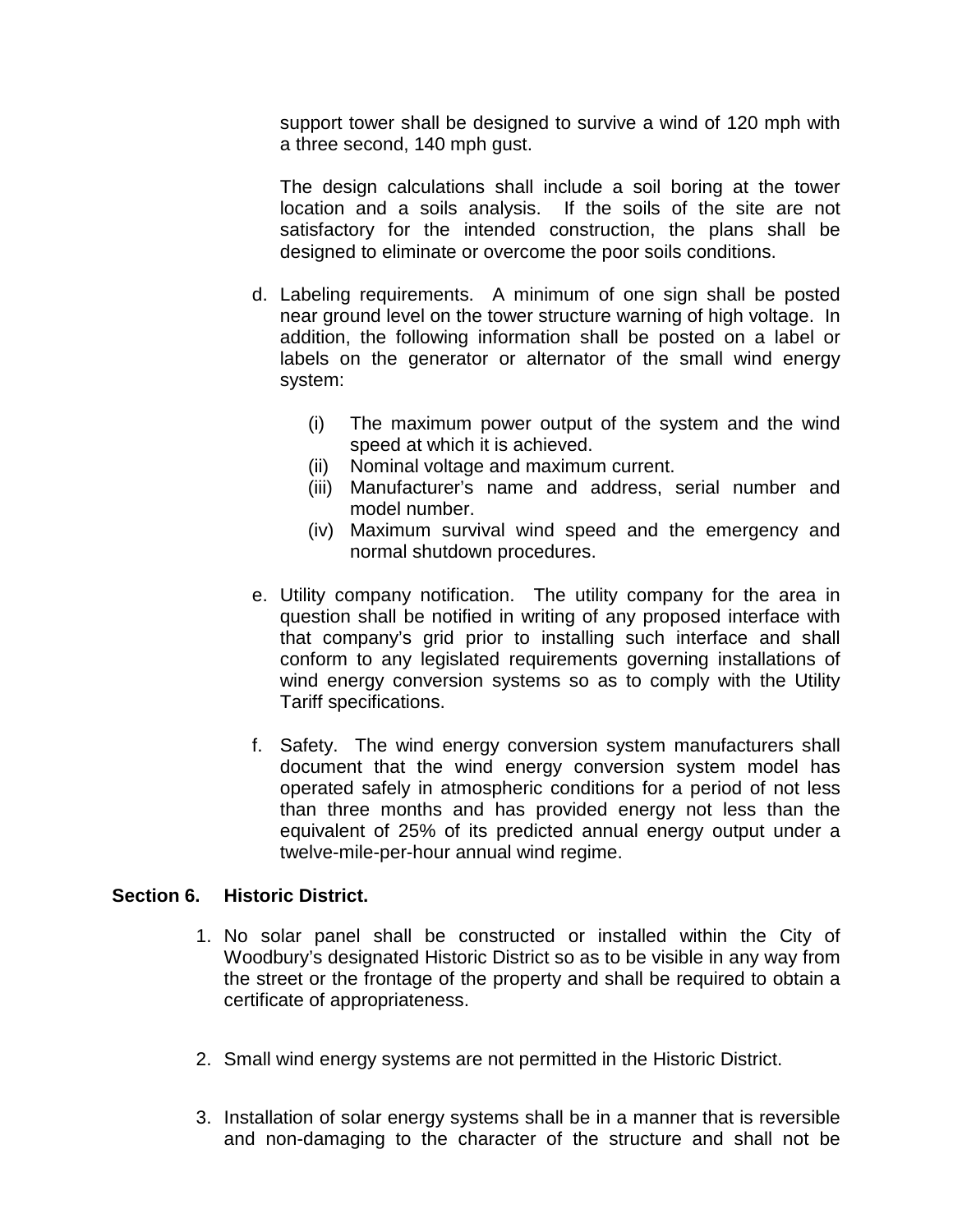support tower shall be designed to survive a wind of 120 mph with a three second, 140 mph gust.

The design calculations shall include a soil boring at the tower location and a soils analysis. If the soils of the site are not satisfactory for the intended construction, the plans shall be designed to eliminate or overcome the poor soils conditions.

d. Labeling requirements. A minimum of one sign shall be posted near ground level on the tower structure warning of high voltage. In addition, the following information shall be posted on a label or labels on the generator or alternator of the small wind energy system:

    (i) The maximum power output of the system and the wind speed at which it is achieved.
    (ii) Nominal voltage and maximum current.
    (iii) Manufacturer's name and address, serial number and model number.
    (iv) Maximum survival wind speed and the emergency and normal shutdown procedures.

e. Utility company notification. The utility company for the area in question shall be notified in writing of any proposed interface with that company's grid prior to installing such interface and shall conform to any legislated requirements governing installations of wind energy conversion systems so as to comply with the Utility Tariff specifications.

f. Safety. The wind energy conversion system manufacturers shall document that the wind energy conversion system model has operated safely in atmospheric conditions for a period of not less than three months and has provided energy not less than the equivalent of 25% of its predicted annual energy output under a twelve-mile-per-hour annual wind regime.

**Section 6. Historic District.**

1. No solar panel shall be constructed or installed within the City of Woodbury's designated Historic District so as to be visible in any way from the street or the frontage of the property and shall be required to obtain a certificate of appropriateness.

2. Small wind energy systems are not permitted in the Historic District.

3. Installation of solar energy systems shall be in a manner that is reversible and non-damaging to the character of the structure and shall not be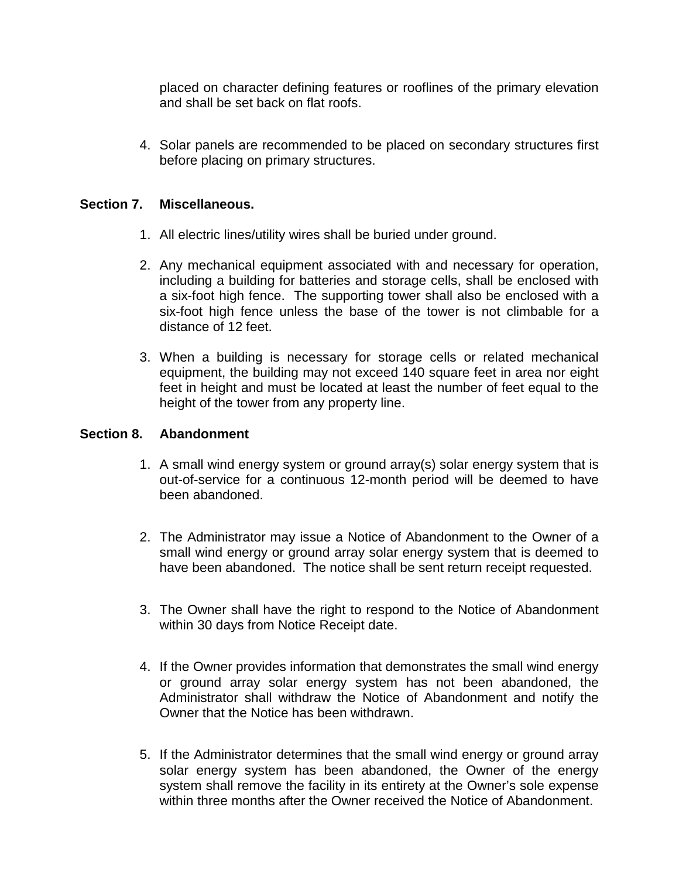placed on character defining features or rooflines of the primary elevation and shall be set back on flat roofs.

4. Solar panels are recommended to be placed on secondary structures first before placing on primary structures.

**Section 7. Miscellaneous.**

1. All electric lines/utility wires shall be buried under ground.

2. Any mechanical equipment associated with and necessary for operation, including a building for batteries and storage cells, shall be enclosed with a six-foot high fence. The supporting tower shall also be enclosed with a six-foot high fence unless the base of the tower is not climbable for a distance of 12 feet.

3. When a building is necessary for storage cells or related mechanical equipment, the building may not exceed 140 square feet in area nor eight feet in height and must be located at least the number of feet equal to the height of the tower from any property line.

**Section 8. Abandonment**

1. A small wind energy system or ground array(s) solar energy system that is out-of-service for a continuous 12-month period will be deemed to have been abandoned.

2. The Administrator may issue a Notice of Abandonment to the Owner of a small wind energy or ground array solar energy system that is deemed to have been abandoned. The notice shall be sent return receipt requested.

3. The Owner shall have the right to respond to the Notice of Abandonment within 30 days from Notice Receipt date.

4. If the Owner provides information that demonstrates the small wind energy or ground array solar energy system has not been abandoned, the Administrator shall withdraw the Notice of Abandonment and notify the Owner that the Notice has been withdrawn.

5. If the Administrator determines that the small wind energy or ground array solar energy system has been abandoned, the Owner of the energy system shall remove the facility in its entirety at the Owner's sole expense within three months after the Owner received the Notice of Abandonment.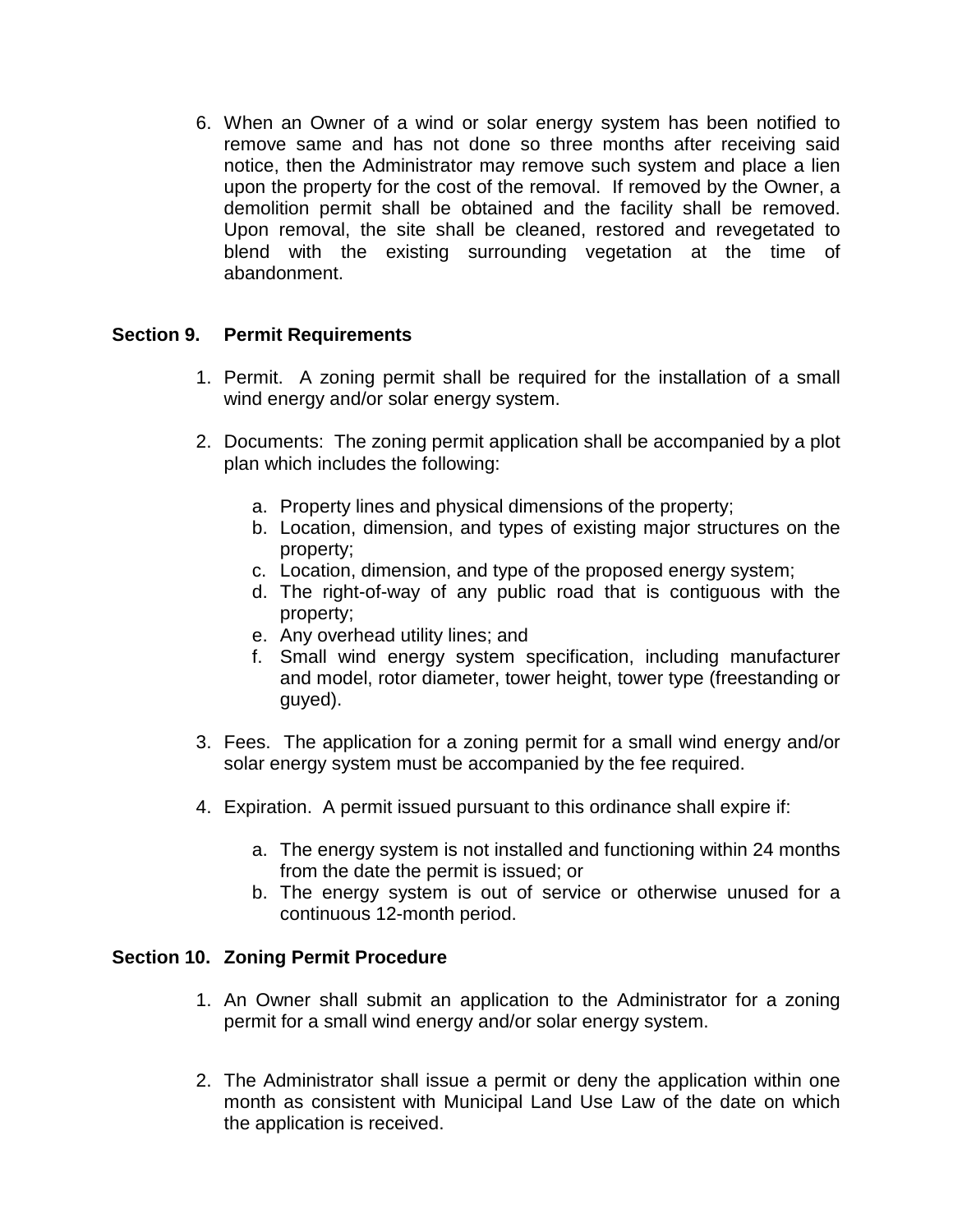6. When an Owner of a wind or solar energy system has been notified to remove same and has not done so three months after receiving said notice, then the Administrator may remove such system and place a lien upon the property for the cost of the removal. If removed by the Owner, a demolition permit shall be obtained and the facility shall be removed. Upon removal, the site shall be cleaned, restored and revegetated to blend with the existing surrounding vegetation at the time of abandonment.

## Section 9. Permit Requirements

1. Permit. A zoning permit shall be required for the installation of a small wind energy and/or solar energy system.

2. Documents: The zoning permit application shall be accompanied by a plot plan which includes the following:

   a. Property lines and physical dimensions of the property;
   b. Location, dimension, and types of existing major structures on the property;
   c. Location, dimension, and type of the proposed energy system;
   d. The right-of-way of any public road that is contiguous with the property;
   e. Any overhead utility lines; and
   f. Small wind energy system specification, including manufacturer and model, rotor diameter, tower height, tower type (freestanding or guyed).

3. Fees. The application for a zoning permit for a small wind energy and/or solar energy system must be accompanied by the fee required.

4. Expiration. A permit issued pursuant to this ordinance shall expire if:

   a. The energy system is not installed and functioning within 24 months from the date the permit is issued; or
   b. The energy system is out of service or otherwise unused for a continuous 12-month period.

## Section 10. Zoning Permit Procedure

1. An Owner shall submit an application to the Administrator for a zoning permit for a small wind energy and/or solar energy system.

2. The Administrator shall issue a permit or deny the application within one month as consistent with Municipal Land Use Law of the date on which the application is received.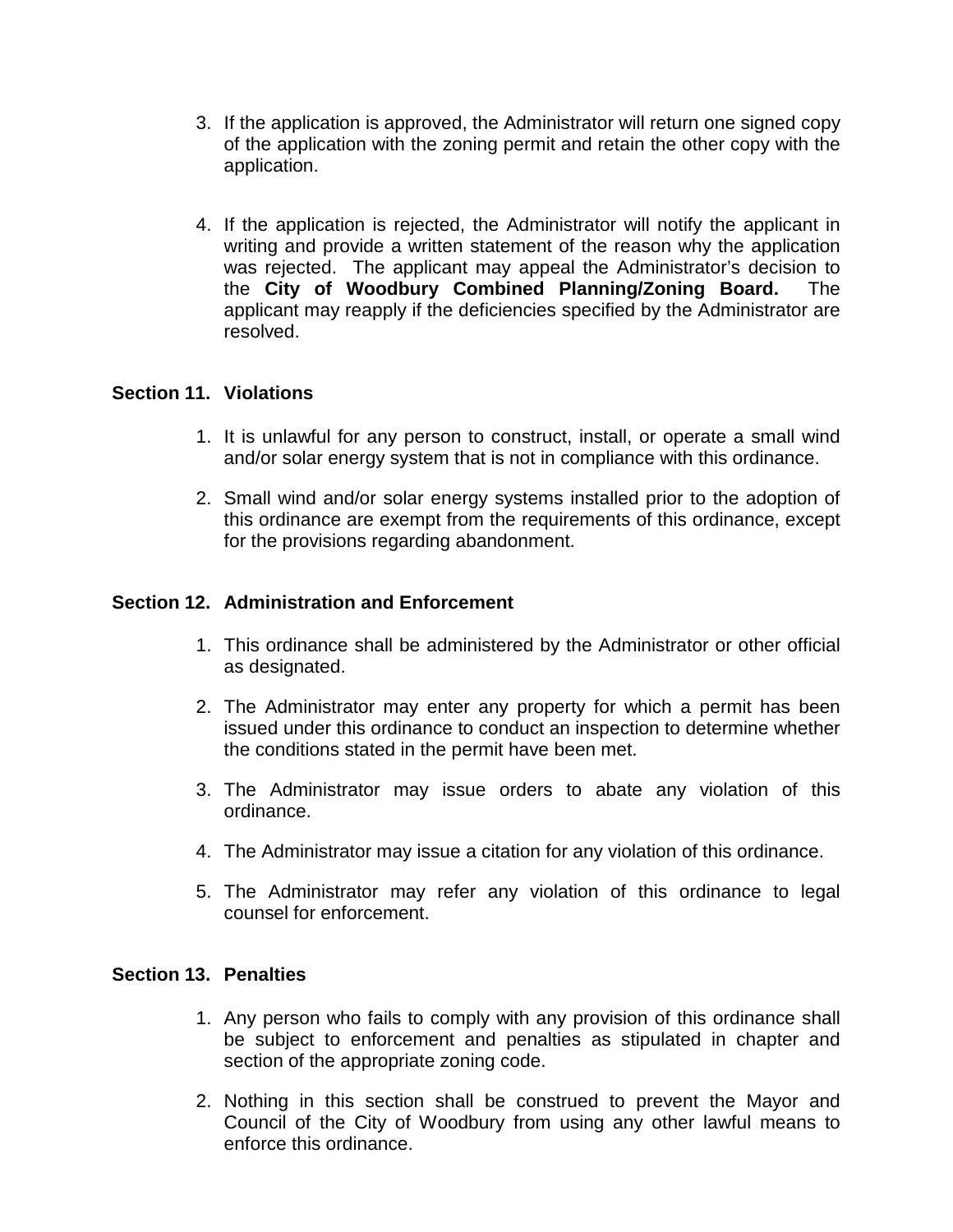3. If the application is approved, the Administrator will return one signed copy of the application with the zoning permit and retain the other copy with the application.

4. If the application is rejected, the Administrator will notify the applicant in writing and provide a written statement of the reason why the application was rejected. The applicant may appeal the Administrator's decision to the **City of Woodbury Combined Planning/Zoning Board.** The applicant may reapply if the deficiencies specified by the Administrator are resolved.

## Section 11. Violations

1. It is unlawful for any person to construct, install, or operate a small wind and/or solar energy system that is not in compliance with this ordinance.

2. Small wind and/or solar energy systems installed prior to the adoption of this ordinance are exempt from the requirements of this ordinance, except for the provisions regarding abandonment.

## Section 12. Administration and Enforcement

1. This ordinance shall be administered by the Administrator or other official as designated.

2. The Administrator may enter any property for which a permit has been issued under this ordinance to conduct an inspection to determine whether the conditions stated in the permit have been met.

3. The Administrator may issue orders to abate any violation of this ordinance.

4. The Administrator may issue a citation for any violation of this ordinance.

5. The Administrator may refer any violation of this ordinance to legal counsel for enforcement.

## Section 13. Penalties

1. Any person who fails to comply with any provision of this ordinance shall be subject to enforcement and penalties as stipulated in chapter and section of the appropriate zoning code.

2. Nothing in this section shall be construed to prevent the Mayor and Council of the City of Woodbury from using any other lawful means to enforce this ordinance.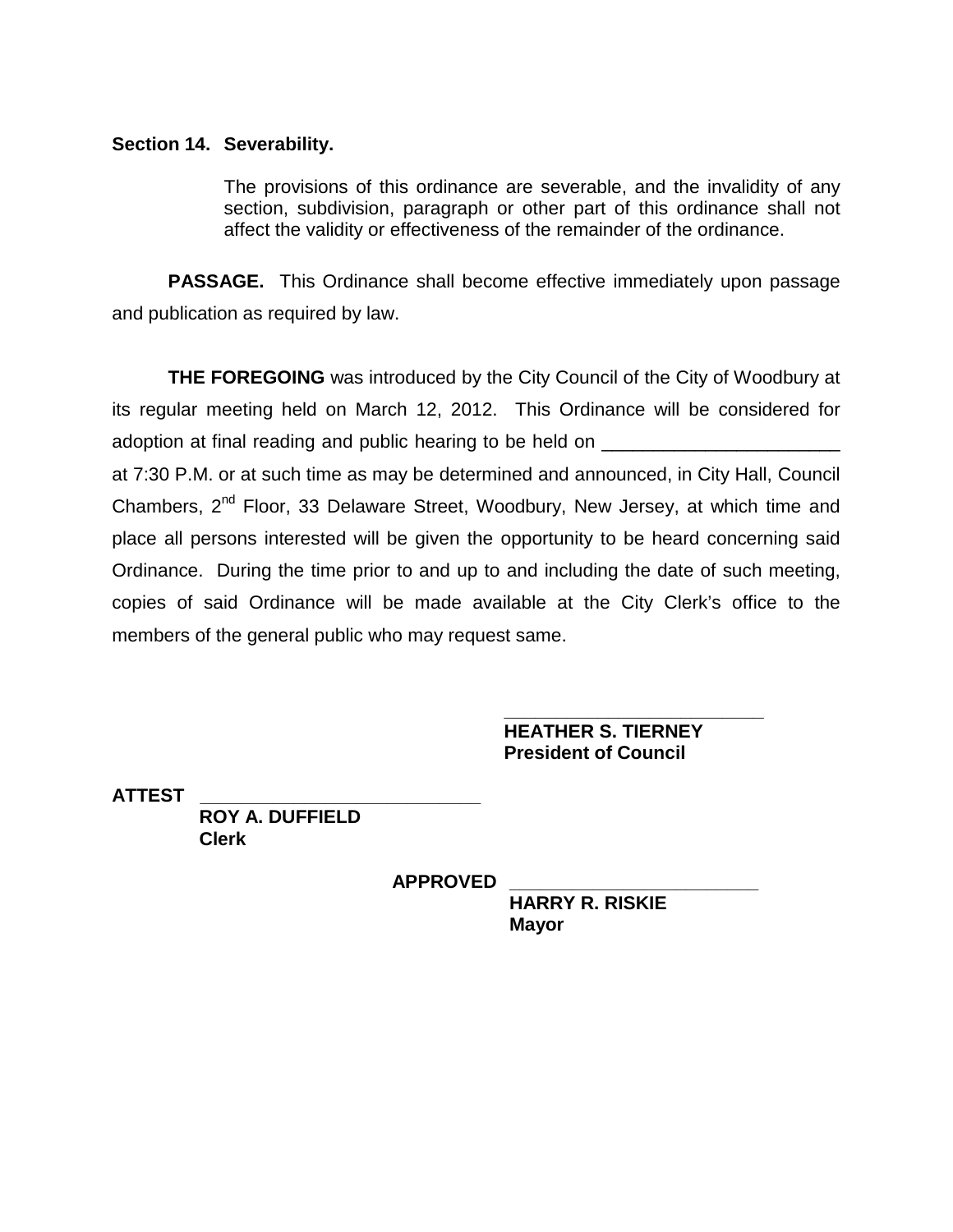**Section 14. Severability.**

The provisions of this ordinance are severable, and the invalidity of any section, subdivision, paragraph or other part of this ordinance shall not affect the validity or effectiveness of the remainder of the ordinance.

**PASSAGE.** This Ordinance shall become effective immediately upon passage and publication as required by law.

**THE FOREGOING** was introduced by the City Council of the City of Woodbury at its regular meeting held on March 12, 2012. This Ordinance will be considered for adoption at final reading and public hearing to be held on _______________________ at 7:30 P.M. or at such time as may be determined and announced, in City Hall, Council Chambers, 2nd Floor, 33 Delaware Street, Woodbury, New Jersey, at which time and place all persons interested will be given the opportunity to be heard concerning said Ordinance. During the time prior to and up to and including the date of such meeting, copies of said Ordinance will be made available at the City Clerk's office to the members of the general public who may request same.

_________________________
**HEATHER S. TIERNEY**
**President of Council**

**ATTEST** ___________________________
**ROY A. DUFFIELD**
**Clerk**

**APPROVED** ________________________
**HARRY R. RISKIE**
**Mayor**